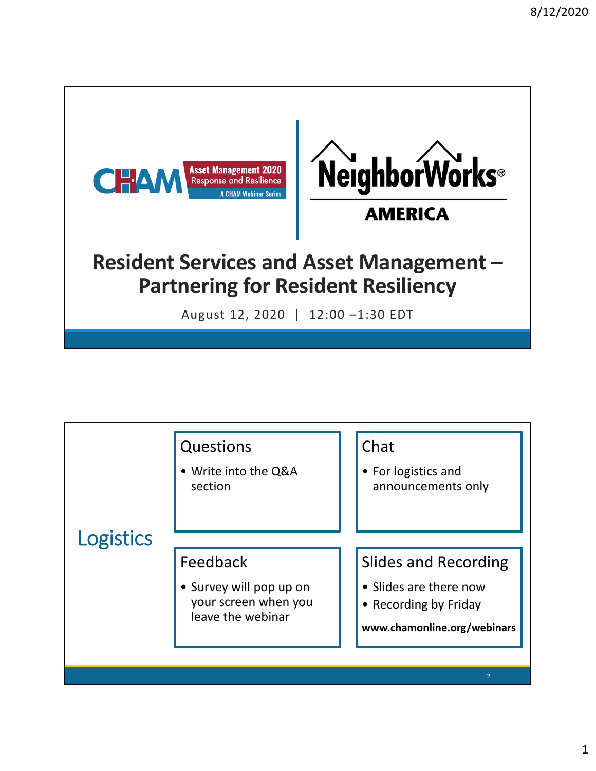CHAM Asset Management 2020 Response and Resilience A CHAM Webinar Series

NeighborWorks® AMERICA

# Resident Services and Asset Management – Partnering for Resident Resiliency

August 12, 2020 | 12:00 –1:30 EDT

---

## Logistics

### Questions

- Write into the Q&A section

### Chat

- For logistics and announcements only

### Feedback

- Survey will pop up on your screen when you leave the webinar

### Slides and Recording

- Slides are there now
- Recording by Friday

**www.chamonline.org/webinars**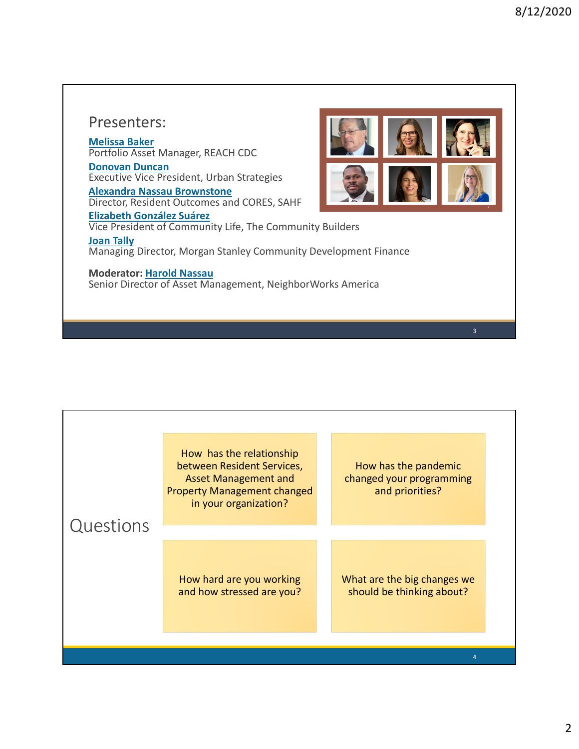## Presenters:

**Melissa Baker**
Portfolio Asset Manager, REACH CDC

**Donovan Duncan**
Executive Vice President, Urban Strategies

**Alexandra Nassau Brownstone**
Director, Resident Outcomes and CORES, SAHF

**Elizabeth González Suárez**
Vice President of Community Life, The Community Builders

**Joan Tally**
Managing Director, Morgan Stanley Community Development Finance

**Moderator: Harold Nassau**
Senior Director of Asset Management, NeighborWorks America

## Questions

- How has the relationship between Resident Services, Asset Management and Property Management changed in your organization?
- How has the pandemic changed your programming and priorities?
- How hard are you working and how stressed are you?
- What are the big changes we should be thinking about?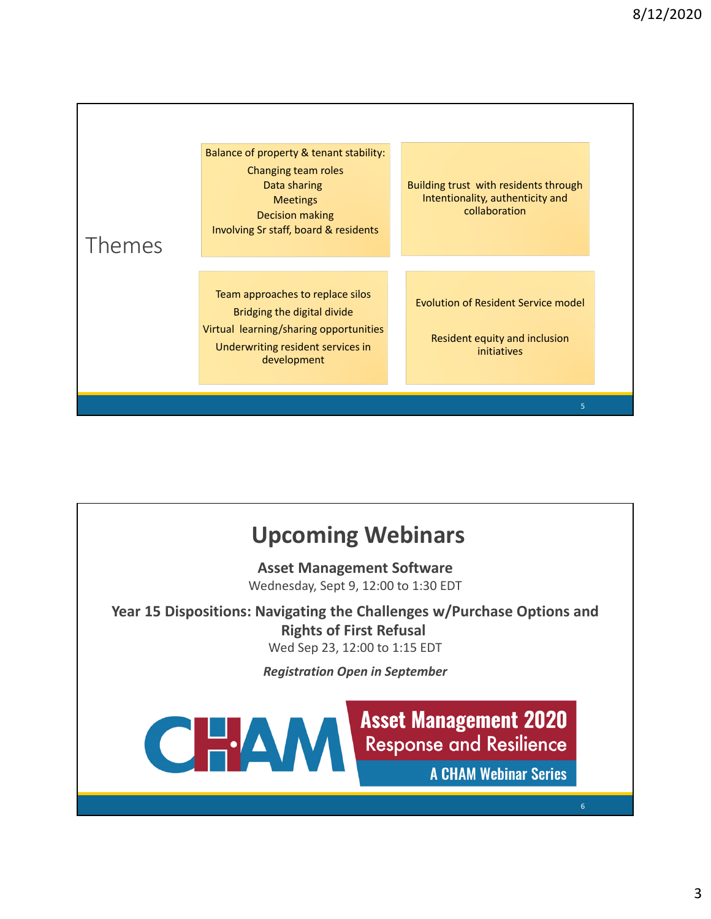## Themes

Balance of property & tenant stability:

- Changing team roles
- Data sharing
- Meetings
- Decision making
- Involving Sr staff, board & residents

Building trust with residents through Intentionality, authenticity and collaboration

- Team approaches to replace silos
- Bridging the digital divide
- Virtual learning/sharing opportunities
- Underwriting resident services in development

Evolution of Resident Service model

Resident equity and inclusion initiatives

## Upcoming Webinars

**Asset Management Software**
Wednesday, Sept 9, 12:00 to 1:30 EDT

**Year 15 Dispositions: Navigating the Challenges w/Purchase Options and Rights of First Refusal**
Wed Sep 23, 12:00 to 1:15 EDT

***Registration Open in September***

CHAM **Asset Management 2020** Response and Resilience — A CHAM Webinar Series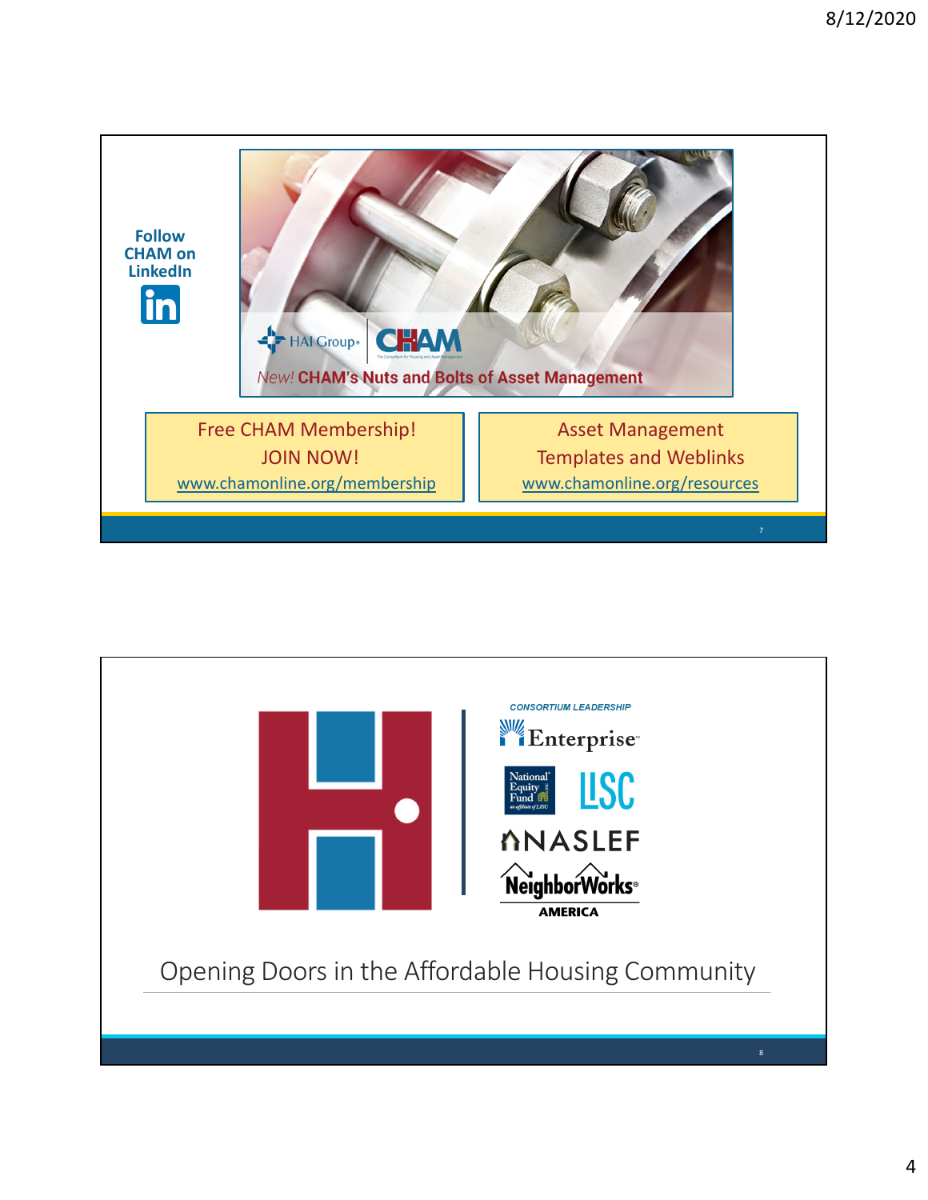Follow CHAM on LinkedIn

HAI Group CHAM

*New!* **CHAM's Nuts and Bolts of Asset Management**

Free CHAM Membership!
JOIN NOW!
www.chamonline.org/membership

Asset Management Templates and Weblinks
www.chamonline.org/resources

CONSORTIUM LEADERSHIP

Enterprise

National Equity Fund an affiliate of LISC

LISC

NASLEF

NeighborWorks AMERICA

Opening Doors in the Affordable Housing Community